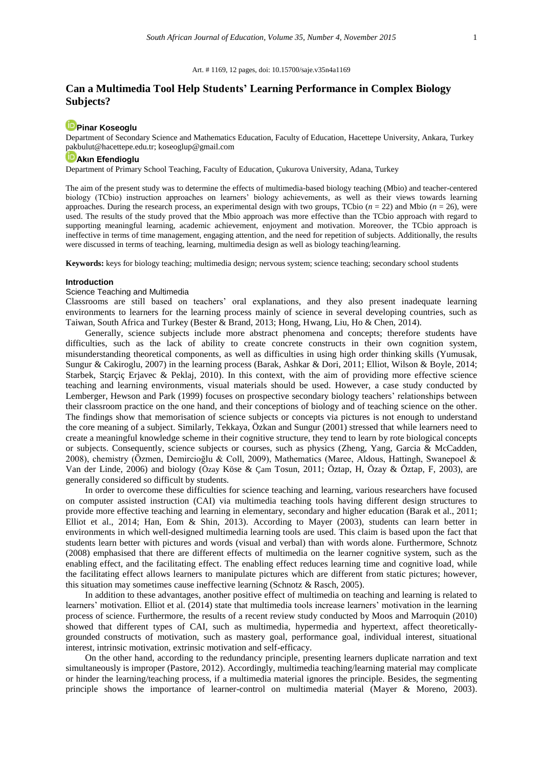Art. # 1169, 12 pages, doi: 10.15700/saje.v35n4a1169

# Can a Multimedia Tool Help Students' Learning Performance in Complex Biology Subjects?

**Pinar Koseoglu**

Department of Secondary Science and Mathematics Education, Faculty of Education, Hacettepe University, Ankara, Turkey
pakbulut@hacettepe.edu.tr; koseoglup@gmail.com

**Akın Efendioglu**

Department of Primary School Teaching, Faculty of Education, Çukurova University, Adana, Turkey

The aim of the present study was to determine the effects of multimedia-based biology teaching (Mbio) and teacher-centered biology (TCbio) instruction approaches on learners' biology achievements, as well as their views towards learning approaches. During the research process, an experimental design with two groups, TCbio ($n = 22$) and Mbio ($n = 26$), were used. The results of the study proved that the Mbio approach was more effective than the TCbio approach with regard to supporting meaningful learning, academic achievement, enjoyment and motivation. Moreover, the TCbio approach is ineffective in terms of time management, engaging attention, and the need for repetition of subjects. Additionally, the results were discussed in terms of teaching, learning, multimedia design as well as biology teaching/learning.

**Keywords:** keys for biology teaching; multimedia design; nervous system; science teaching; secondary school students

## Introduction

### Science Teaching and Multimedia

Classrooms are still based on teachers' oral explanations, and they also present inadequate learning environments to learners for the learning process mainly of science in several developing countries, such as Taiwan, South Africa and Turkey (Bester & Brand, 2013; Hong, Hwang, Liu, Ho & Chen, 2014).

Generally, science subjects include more abstract phenomena and concepts; therefore students have difficulties, such as the lack of ability to create concrete constructs in their own cognition system, misunderstanding theoretical components, as well as difficulties in using high order thinking skills (Yumusak, Sungur & Cakiroglu, 2007) in the learning process (Barak, Ashkar & Dori, 2011; Elliot, Wilson & Boyle, 2014; Starbek, Starčiç Erjavec & Peklaj, 2010). In this context, with the aim of providing more effective science teaching and learning environments, visual materials should be used. However, a case study conducted by Lemberger, Hewson and Park (1999) focuses on prospective secondary biology teachers' relationships between their classroom practice on the one hand, and their conceptions of biology and of teaching science on the other. The findings show that memorisation of science subjects or concepts via pictures is not enough to understand the core meaning of a subject. Similarly, Tekkaya, Özkan and Sungur (2001) stressed that while learners need to create a meaningful knowledge scheme in their cognitive structure, they tend to learn by rote biological concepts or subjects. Consequently, science subjects or courses, such as physics (Zheng, Yang, Garcia & McCadden, 2008), chemistry (Özmen, Demircioğlu & Coll, 2009), Mathematics (Maree, Aldous, Hattingh, Swanepoel & Van der Linde, 2006) and biology (Özay Köse & Çam Tosun, 2011; Öztap, H, Özay & Öztap, F, 2003), are generally considered so difficult by students.

In order to overcome these difficulties for science teaching and learning, various researchers have focused on computer assisted instruction (CAI) via multimedia teaching tools having different design structures to provide more effective teaching and learning in elementary, secondary and higher education (Barak et al., 2011; Elliot et al., 2014; Han, Eom & Shin, 2013). According to Mayer (2003), students can learn better in environments in which well-designed multimedia learning tools are used. This claim is based upon the fact that students learn better with pictures and words (visual and verbal) than with words alone. Furthermore, Schnotz (2008) emphasised that there are different effects of multimedia on the learner cognitive system, such as the enabling effect, and the facilitating effect. The enabling effect reduces learning time and cognitive load, while the facilitating effect allows learners to manipulate pictures which are different from static pictures; however, this situation may sometimes cause ineffective learning (Schnotz & Rasch, 2005).

In addition to these advantages, another positive effect of multimedia on teaching and learning is related to learners' motivation. Elliot et al. (2014) state that multimedia tools increase learners' motivation in the learning process of science. Furthermore, the results of a recent review study conducted by Moos and Marroquin (2010) showed that different types of CAI, such as multimedia, hypermedia and hypertext, affect theoretically-grounded constructs of motivation, such as mastery goal, performance goal, individual interest, situational interest, intrinsic motivation, extrinsic motivation and self-efficacy.

On the other hand, according to the redundancy principle, presenting learners duplicate narration and text simultaneously is improper (Pastore, 2012). Accordingly, multimedia teaching/learning material may complicate or hinder the learning/teaching process, if a multimedia material ignores the principle. Besides, the segmenting principle shows the importance of learner-control on multimedia material (Mayer & Moreno, 2003).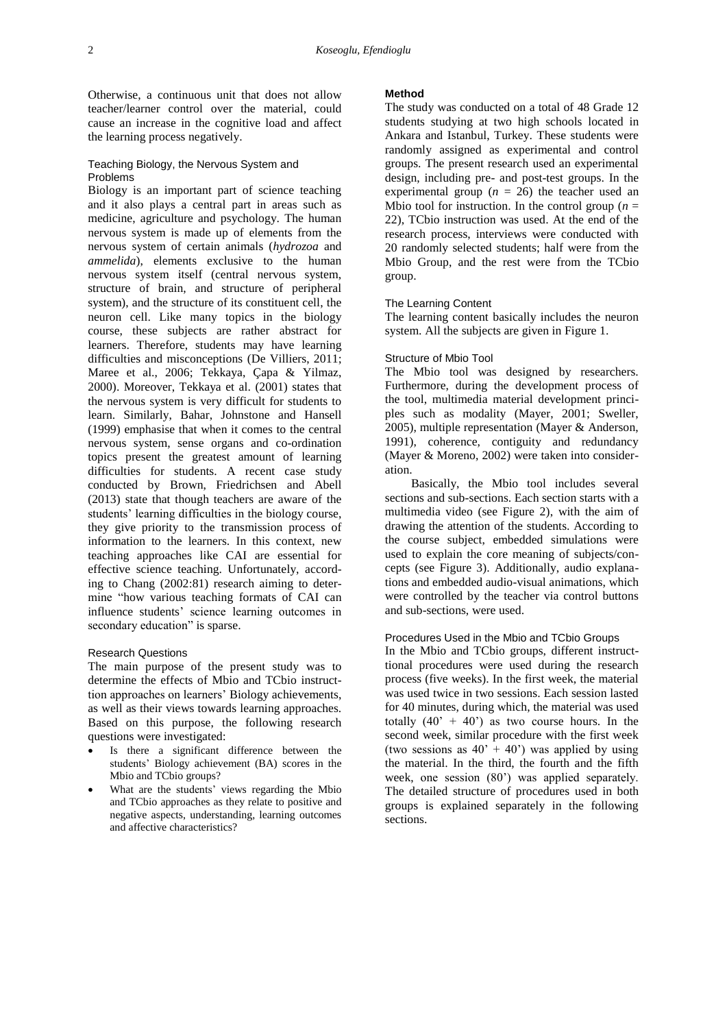Otherwise, a continuous unit that does not allow teacher/learner control over the material, could cause an increase in the cognitive load and affect the learning process negatively.

### Teaching Biology, the Nervous System and Problems

Biology is an important part of science teaching and it also plays a central part in areas such as medicine, agriculture and psychology. The human nervous system is made up of elements from the nervous system of certain animals (*hydrozoa* and *ammelida*), elements exclusive to the human nervous system itself (central nervous system, structure of brain, and structure of peripheral system), and the structure of its constituent cell, the neuron cell. Like many topics in the biology course, these subjects are rather abstract for learners. Therefore, students may have learning difficulties and misconceptions (De Villiers, 2011; Maree et al., 2006; Tekkaya, Çapa & Yilmaz, 2000). Moreover, Tekkaya et al. (2001) states that the nervous system is very difficult for students to learn. Similarly, Bahar, Johnstone and Hansell (1999) emphasise that when it comes to the central nervous system, sense organs and co-ordination topics present the greatest amount of learning difficulties for students. A recent case study conducted by Brown, Friedrichsen and Abell (2013) state that though teachers are aware of the students' learning difficulties in the biology course, they give priority to the transmission process of information to the learners. In this context, new teaching approaches like CAI are essential for effective science teaching. Unfortunately, according to Chang (2002:81) research aiming to determine "how various teaching formats of CAI can influence students' science learning outcomes in secondary education" is sparse.

### Research Questions

The main purpose of the present study was to determine the effects of Mbio and TCbio instruction approaches on learners' Biology achievements, as well as their views towards learning approaches. Based on this purpose, the following research questions were investigated:

- Is there a significant difference between the students' Biology achievement (BA) scores in the Mbio and TCbio groups?
- What are the students' views regarding the Mbio and TCbio approaches as they relate to positive and negative aspects, understanding, learning outcomes and affective characteristics?

## Method

The study was conducted on a total of 48 Grade 12 students studying at two high schools located in Ankara and Istanbul, Turkey. These students were randomly assigned as experimental and control groups. The present research used an experimental design, including pre- and post-test groups. In the experimental group ($n$ = 26) the teacher used an Mbio tool for instruction. In the control group ($n$ = 22), TCbio instruction was used. At the end of the research process, interviews were conducted with 20 randomly selected students; half were from the Mbio Group, and the rest were from the TCbio group.

### The Learning Content

The learning content basically includes the neuron system. All the subjects are given in Figure 1.

### Structure of Mbio Tool

The Mbio tool was designed by researchers. Furthermore, during the development process of the tool, multimedia material development principles such as modality (Mayer, 2001; Sweller, 2005), multiple representation (Mayer & Anderson, 1991), coherence, contiguity and redundancy (Mayer & Moreno, 2002) were taken into consideration.

Basically, the Mbio tool includes several sections and sub-sections. Each section starts with a multimedia video (see Figure 2), with the aim of drawing the attention of the students. According to the course subject, embedded simulations were used to explain the core meaning of subjects/concepts (see Figure 3). Additionally, audio explanations and embedded audio-visual animations, which were controlled by the teacher via control buttons and sub-sections, were used.

### Procedures Used in the Mbio and TCbio Groups

In the Mbio and TCbio groups, different instructtional procedures were used during the research process (five weeks). In the first week, the material was used twice in two sessions. Each session lasted for 40 minutes, during which, the material was used totally (40' + 40') as two course hours. In the second week, similar procedure with the first week (two sessions as 40' + 40') was applied by using the material. In the third, the fourth and the fifth week, one session (80') was applied separately. The detailed structure of procedures used in both groups is explained separately in the following sections.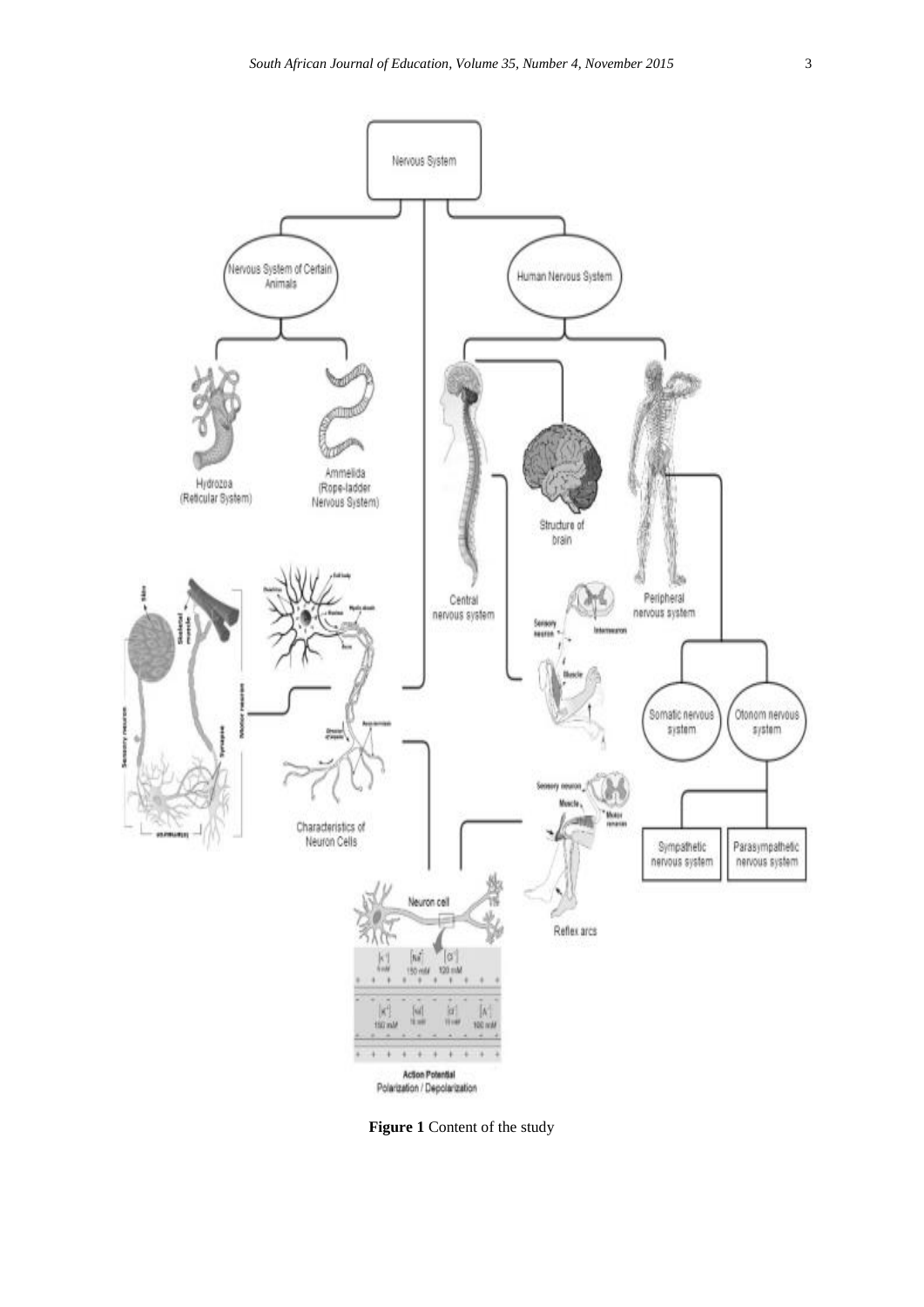**Figure 1** Content of the study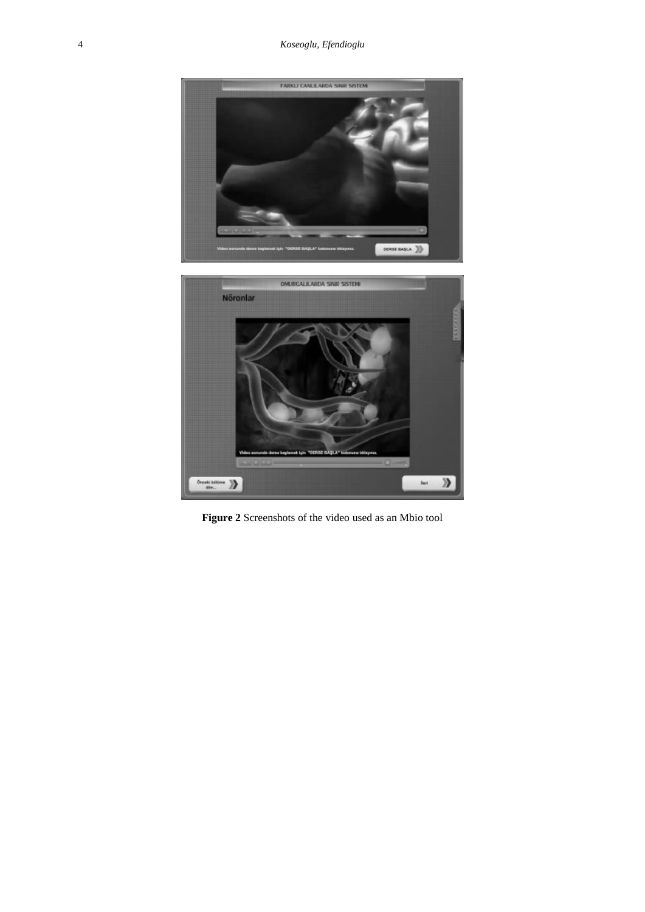**Figure 2** Screenshots of the video used as an Mbio tool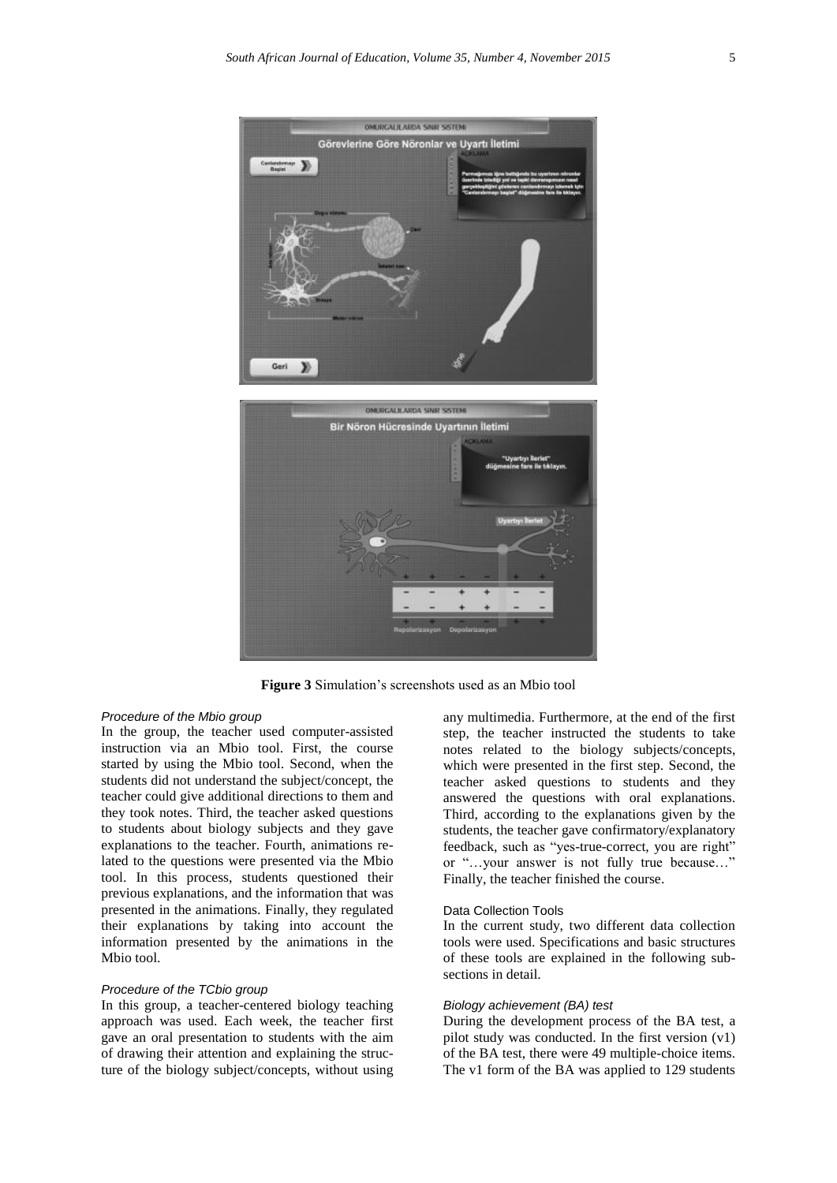**Figure 3** Simulation's screenshots used as an Mbio tool

*Procedure of the Mbio group*

In the group, the teacher used computer-assisted instruction via an Mbio tool. First, the course started by using the Mbio tool. Second, when the students did not understand the subject/concept, the teacher could give additional directions to them and they took notes. Third, the teacher asked questions to students about biology subjects and they gave explanations to the teacher. Fourth, animations related to the questions were presented via the Mbio tool. In this process, students questioned their previous explanations, and the information that was presented in the animations. Finally, they regulated their explanations by taking into account the information presented by the animations in the Mbio tool.

*Procedure of the TCbio group*

In this group, a teacher-centered biology teaching approach was used. Each week, the teacher first gave an oral presentation to students with the aim of drawing their attention and explaining the structure of the biology subject/concepts, without using any multimedia. Furthermore, at the end of the first step, the teacher instructed the students to take notes related to the biology subjects/concepts, which were presented in the first step. Second, the teacher asked questions to students and they answered the questions with oral explanations. Third, according to the explanations given by the students, the teacher gave confirmatory/explanatory feedback, such as "yes-true-correct, you are right" or "…your answer is not fully true because…" Finally, the teacher finished the course.

## Data Collection Tools

In the current study, two different data collection tools were used. Specifications and basic structures of these tools are explained in the following subsections in detail.

*Biology achievement (BA) test*

During the development process of the BA test, a pilot study was conducted. In the first version (v1) of the BA test, there were 49 multiple-choice items. The v1 form of the BA was applied to 129 students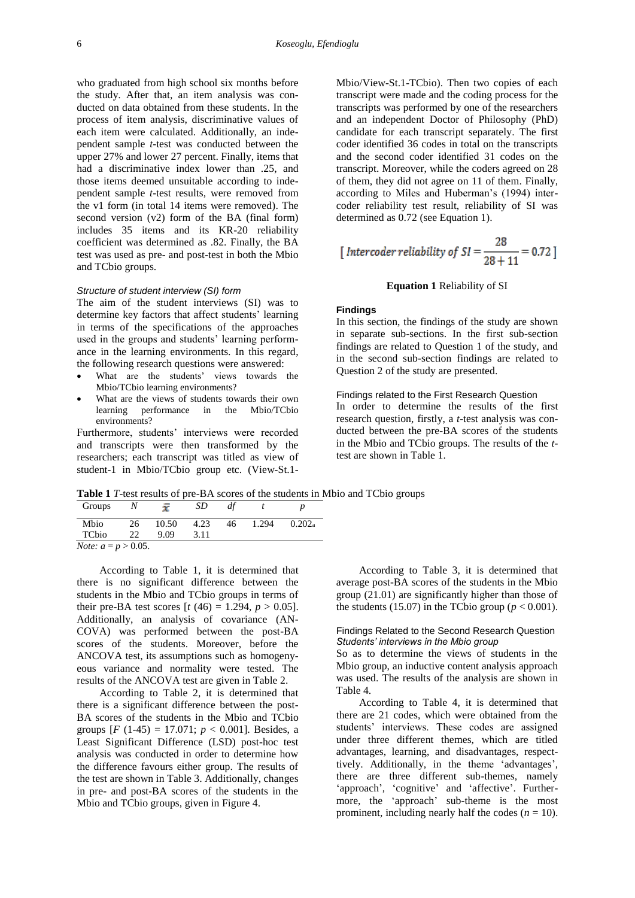who graduated from high school six months before the study. After that, an item analysis was conducted on data obtained from these students. In the process of item analysis, discriminative values of each item were calculated. Additionally, an independent sample *t*-test was conducted between the upper 27% and lower 27 percent. Finally, items that had a discriminative index lower than .25, and those items deemed unsuitable according to independent sample *t*-test results, were removed from the v1 form (in total 14 items were removed). The second version (v2) form of the BA (final form) includes 35 items and its KR-20 reliability coefficient was determined as .82. Finally, the BA test was used as pre- and post-test in both the Mbio and TCbio groups.

#### *Structure of student interview (SI) form*

The aim of the student interviews (SI) was to determine key factors that affect students' learning in terms of the specifications of the approaches used in the groups and students' learning performance in the learning environments. In this regard, the following research questions were answered:

- What are the students' views towards the Mbio/TCbio learning environments?
- What are the views of students towards their own learning performance in the Mbio/TCbio environments?

Furthermore, students' interviews were recorded and transcripts were then transformed by the researchers; each transcript was titled as view of student-1 in Mbio/TCbio group etc. (View-St.1-Mbio/View-St.1-TCbio). Then two copies of each transcript were made and the coding process for the transcripts was performed by one of the researchers and an independent Doctor of Philosophy (PhD) candidate for each transcript separately. The first coder identified 36 codes in total on the transcripts and the second coder identified 31 codes on the transcript. Moreover, while the coders agreed on 28 of them, they did not agree on 11 of them. Finally, according to Miles and Huberman's (1994) intercoder reliability test result, reliability of SI was determined as 0.72 (see Equation 1).

$$\left[\, Intercoder\ reliability\ of\ SI = \frac{28}{28+11} = 0.72 \,\right]$$

**Equation 1** Reliability of SI

### Findings

In this section, the findings of the study are shown in separate sub-sections. In the first sub-section findings are related to Question 1 of the study, and in the second sub-section findings are related to Question 2 of the study are presented.

#### Findings related to the First Research Question

In order to determine the results of the first research question, firstly, a *t*-test analysis was conducted between the pre-BA scores of the students in the Mbio and TCbio groups. The results of the *t*-test are shown in Table 1.

**Table 1** *T*-test results of pre-BA scores of the students in Mbio and TCbio groups

| Groups | $N$ | $\bar{x}$ | $SD$ | $df$ | $t$ | $p$ |
|---|---|---|---|---|---|---|
| Mbio | 26 | 10.50 | 4.23 | 46 | 1.294 | 0.202$_a$ |
| TCbio | 22 | 9.09 | 3.11 | | | |

*Note:* $a = p > 0.05$.

According to Table 1, it is determined that there is no significant difference between the students in the Mbio and TCbio groups in terms of their pre-BA test scores [$t\ (46) = 1.294$, $p > 0.05$]. Additionally, an analysis of covariance (ANCOVA) was performed between the post-BA scores of the students. Moreover, before the ANCOVA test, its assumptions such as homogeneous variance and normality were tested. The results of the ANCOVA test are given in Table 2.

According to Table 2, it is determined that there is a significant difference between the post-BA scores of the students in the Mbio and TCbio groups [$F\ (1\text{-}45) = 17.071$; $p < 0.001$]. Besides, a Least Significant Difference (LSD) post-hoc test analysis was conducted in order to determine how the difference favours either group. The results of the test are shown in Table 3. Additionally, changes in pre- and post-BA scores of the students in the Mbio and TCbio groups, given in Figure 4.

According to Table 3, it is determined that average post-BA scores of the students in the Mbio group (21.01) are significantly higher than those of the students (15.07) in the TCbio group ($p < 0.001$).

#### Findings Related to the Second Research Question

*Students' interviews in the Mbio group*

So as to determine the views of students in the Mbio group, an inductive content analysis approach was used. The results of the analysis are shown in Table 4.

According to Table 4, it is determined that there are 21 codes, which were obtained from the students' interviews. These codes are assigned under three different themes, which are titled advantages, learning, and disadvantages, respectively. Additionally, in the theme 'advantages', there are three different sub-themes, namely 'approach', 'cognitive' and 'affective'. Furthermore, the 'approach' sub-theme is the most prominent, including nearly half the codes ($n = 10$).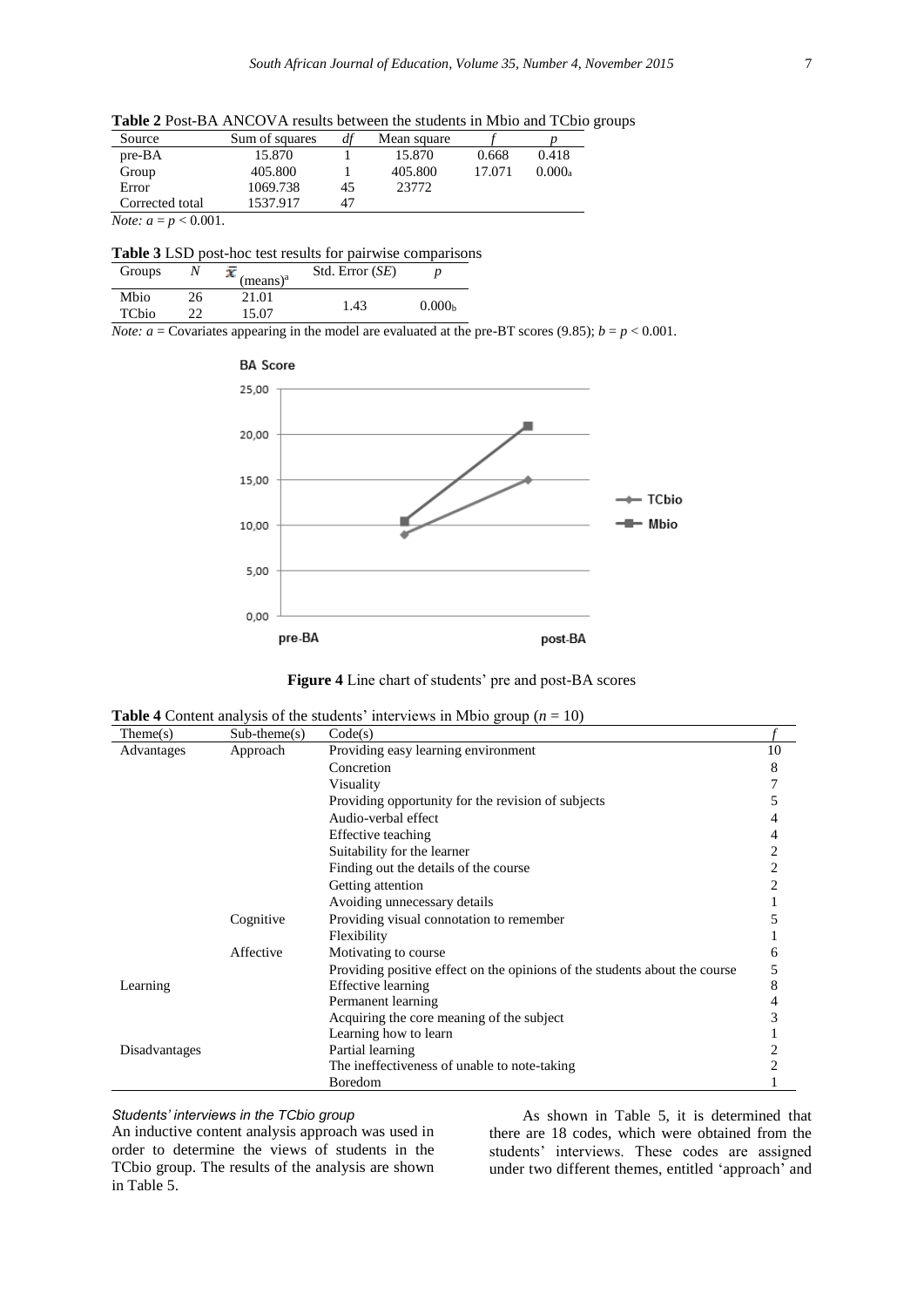**Table 2** Post-BA ANCOVA results between the students in Mbio and TCbio groups

| Source | Sum of squares | *df* | Mean square | *f* | *p* |
|---|---|---|---|---|---|
| pre-BA | 15.870 | 1 | 15.870 | 0.668 | 0.418 |
| Group | 405.800 | 1 | 405.800 | 17.071 | 0.000[a] |
| Error | 1069.738 | 45 | 23772 | | |
| Corrected total | 1537.917 | 47 | | | |

*Note:* $a = p < 0.001$.

**Table 3** LSD post-hoc test results for pairwise comparisons

| Groups | *N* | $\bar{x}$ (means)[a] | Std. Error (*SE*) | *p* |
|---|---|---|---|---|
| Mbio | 26 | 21.01 | 1.43 | 0.000[b] |
| TCbio | 22 | 15.07 | | |

*Note:* *a* = Covariates appearing in the model are evaluated at the pre-BT scores (9.85); $b = p < 0.001$.

**Figure 4** Line chart of students' pre and post-BA scores

**Table 4** Content analysis of the students' interviews in Mbio group ($n = 10$)

| Theme(s) | Sub-theme(s) | Code(s) | *f* |
|---|---|---|---|
| Advantages | Approach | Providing easy learning environment | 10 |
| | | Concretion | 8 |
| | | Visuality | 7 |
| | | Providing opportunity for the revision of subjects | 5 |
| | | Audio-verbal effect | 4 |
| | | Effective teaching | 4 |
| | | Suitability for the learner | 2 |
| | | Finding out the details of the course | 2 |
| | | Getting attention | 2 |
| | | Avoiding unnecessary details | 1 |
| | Cognitive | Providing visual connotation to remember | 5 |
| | | Flexibility | 1 |
| | Affective | Motivating to course | 6 |
| | | Providing positive effect on the opinions of the students about the course | 5 |
| Learning | | Effective learning | 8 |
| | | Permanent learning | 4 |
| | | Acquiring the core meaning of the subject | 3 |
| | | Learning how to learn | 1 |
| Disadvantages | | Partial learning | 2 |
| | | The ineffectiveness of unable to note-taking | 2 |
| | | Boredom | 1 |

*Students' interviews in the TCbio group*

An inductive content analysis approach was used in order to determine the views of students in the TCbio group. The results of the analysis are shown in Table 5.

As shown in Table 5, it is determined that there are 18 codes, which were obtained from the students' interviews. These codes are assigned under two different themes, entitled 'approach' and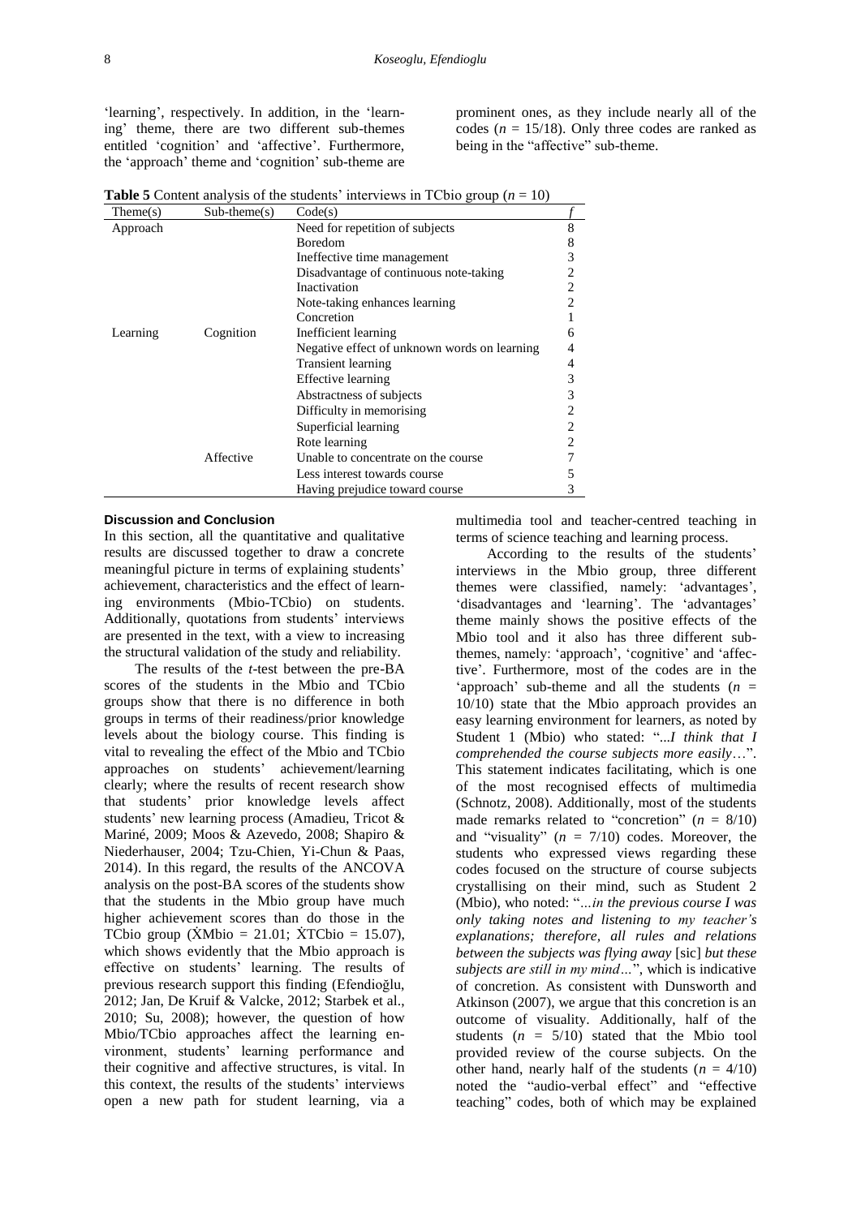'learning', respectively. In addition, in the 'learning' theme, there are two different sub-themes entitled 'cognition' and 'affective'. Furthermore, the 'approach' theme and 'cognition' sub-theme are prominent ones, as they include nearly all of the codes ($n$ = 15/18). Only three codes are ranked as being in the "affective" sub-theme.

**Table 5** Content analysis of the students' interviews in TCbio group ($n$ = 10)

| Theme(s) | Sub-theme(s) | Code(s) | $f$ |
|---|---|---|---|
| Approach | | Need for repetition of subjects | 8 |
| | | Boredom | 8 |
| | | Ineffective time management | 3 |
| | | Disadvantage of continuous note-taking | 2 |
| | | Inactivation | 2 |
| | | Note-taking enhances learning | 2 |
| | | Concretion | 1 |
| Learning | Cognition | Inefficient learning | 6 |
| | | Negative effect of unknown words on learning | 4 |
| | | Transient learning | 4 |
| | | Effective learning | 3 |
| | | Abstractness of subjects | 3 |
| | | Difficulty in memorising | 2 |
| | | Superficial learning | 2 |
| | | Rote learning | 2 |
| | Affective | Unable to concentrate on the course | 7 |
| | | Less interest towards course | 5 |
| | | Having prejudice toward course | 3 |

#### Discussion and Conclusion

In this section, all the quantitative and qualitative results are discussed together to draw a concrete meaningful picture in terms of explaining students' achievement, characteristics and the effect of learning environments (Mbio-TCbio) on students. Additionally, quotations from students' interviews are presented in the text, with a view to increasing the structural validation of the study and reliability.

The results of the $t$-test between the pre-BA scores of the students in the Mbio and TCbio groups show that there is no difference in both groups in terms of their readiness/prior knowledge levels about the biology course. This finding is vital to revealing the effect of the Mbio and TCbio approaches on students' achievement/learning clearly; where the results of recent research show that students' prior knowledge levels affect students' new learning process (Amadieu, Tricot & Mariné, 2009; Moos & Azevedo, 2008; Shapiro & Niederhauser, 2004; Tzu-Chien, Yi-Chun & Paas, 2014). In this regard, the results of the ANCOVA analysis on the post-BA scores of the students show that the students in the Mbio group have much higher achievement scores than do those in the TCbio group ($\dot{X}$Mbio = 21.01; $\dot{X}$TCbio = 15.07), which shows evidently that the Mbio approach is effective on students' learning. The results of previous research support this finding (Efendioğlu, 2012; Jan, De Kruif & Valcke, 2012; Starbek et al., 2010; Su, 2008); however, the question of how Mbio/TCbio approaches affect the learning environment, students' learning performance and their cognitive and affective structures, is vital. In this context, the results of the students' interviews open a new path for student learning, via a multimedia tool and teacher-centred teaching in terms of science teaching and learning process.

According to the results of the students' interviews in the Mbio group, three different themes were classified, namely: 'advantages', 'disadvantages and 'learning'. The 'advantages' theme mainly shows the positive effects of the Mbio tool and it also has three different sub-themes, namely: 'approach', 'cognitive' and 'affective'. Furthermore, most of the codes are in the 'approach' sub-theme and all the students ($n$ = 10/10) state that the Mbio approach provides an easy learning environment for learners, as noted by Student 1 (Mbio) who stated: "*...I think that I comprehended the course subjects more easily*…". This statement indicates facilitating, which is one of the most recognised effects of multimedia (Schnotz, 2008). Additionally, most of the students made remarks related to "concretion" ($n$ = 8/10) and "visuality" ($n$ = 7/10) codes. Moreover, the students who expressed views regarding these codes focused on the structure of course subjects crystallising on their mind, such as Student 2 (Mbio), who noted: "*…in the previous course I was only taking notes and listening to my teacher's explanations; therefore, all rules and relations between the subjects was flying away* [sic] *but these subjects are still in my mind…*", which is indicative of concretion. As consistent with Dunsworth and Atkinson (2007), we argue that this concretion is an outcome of visuality. Additionally, half of the students ($n$ = 5/10) stated that the Mbio tool provided review of the course subjects. On the other hand, nearly half of the students ($n$ = 4/10) noted the "audio-verbal effect" and "effective teaching" codes, both of which may be explained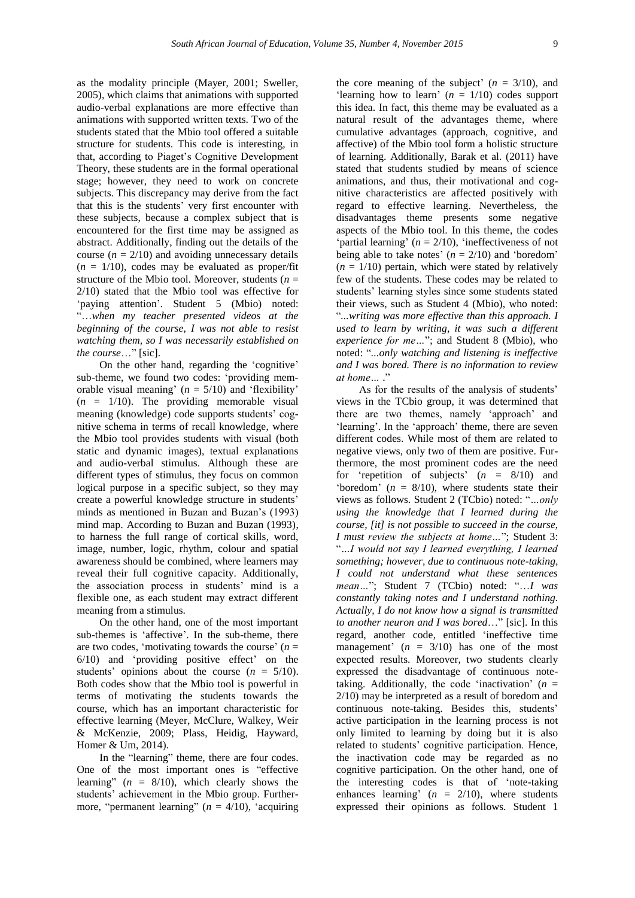as the modality principle (Mayer, 2001; Sweller, 2005), which claims that animations with supported audio-verbal explanations are more effective than animations with supported written texts. Two of the students stated that the Mbio tool offered a suitable structure for students. This code is interesting, in that, according to Piaget's Cognitive Development Theory, these students are in the formal operational stage; however, they need to work on concrete subjects. This discrepancy may derive from the fact that this is the students' very first encounter with these subjects, because a complex subject that is encountered for the first time may be assigned as abstract. Additionally, finding out the details of the course ($n$ = 2/10) and avoiding unnecessary details ($n$ = 1/10), codes may be evaluated as proper/fit structure of the Mbio tool. Moreover, students ($n$ = 2/10) stated that the Mbio tool was effective for 'paying attention'. Student 5 (Mbio) noted: "…*when my teacher presented videos at the beginning of the course, I was not able to resist watching them, so I was necessarily established on the course*…" [sic].

On the other hand, regarding the 'cognitive' sub-theme, we found two codes: 'providing memorable visual meaning' ($n$ = 5/10) and 'flexibility' ($n$ = 1/10). The providing memorable visual meaning (knowledge) code supports students' cognitive schema in terms of recall knowledge, where the Mbio tool provides students with visual (both static and dynamic images), textual explanations and audio-verbal stimulus. Although these are different types of stimulus, they focus on common logical purpose in a specific subject, so they may create a powerful knowledge structure in students' minds as mentioned in Buzan and Buzan's (1993) mind map. According to Buzan and Buzan (1993), to harness the full range of cortical skills, word, image, number, logic, rhythm, colour and spatial awareness should be combined, where learners may reveal their full cognitive capacity. Additionally, the association process in students' mind is a flexible one, as each student may extract different meaning from a stimulus.

On the other hand, one of the most important sub-themes is 'affective'. In the sub-theme, there are two codes, 'motivating towards the course' ($n$ = 6/10) and 'providing positive effect' on the students' opinions about the course ($n$ = 5/10). Both codes show that the Mbio tool is powerful in terms of motivating the students towards the course, which has an important characteristic for effective learning (Meyer, McClure, Walkey, Weir & McKenzie, 2009; Plass, Heidig, Hayward, Homer & Um, 2014).

In the "learning" theme, there are four codes. One of the most important ones is "effective learning" ($n$ = 8/10), which clearly shows the students' achievement in the Mbio group. Furthermore, "permanent learning" ($n$ = 4/10), 'acquiring the core meaning of the subject' ($n$ = 3/10), and 'learning how to learn' ($n$ = 1/10) codes support this idea. In fact, this theme may be evaluated as a natural result of the advantages theme, where cumulative advantages (approach, cognitive, and affective) of the Mbio tool form a holistic structure of learning. Additionally, Barak et al. (2011) have stated that students studied by means of science animations, and thus, their motivational and cognitive characteristics are affected positively with regard to effective learning. Nevertheless, the disadvantages theme presents some negative aspects of the Mbio tool. In this theme, the codes 'partial learning' ($n$ = 2/10), 'ineffectiveness of not being able to take notes' ($n$ = 2/10) and 'boredom' ($n$ = 1/10) pertain, which were stated by relatively few of the students. These codes may be related to students' learning styles since some students stated their views, such as Student 4 (Mbio), who noted: "*...writing was more effective than this approach. I used to learn by writing, it was such a different experience for me…*"; and Student 8 (Mbio), who noted: "*...only watching and listening is ineffective and I was bored. There is no information to review at home…* ."

As for the results of the analysis of students' views in the TCbio group, it was determined that there are two themes, namely 'approach' and 'learning'. In the 'approach' theme, there are seven different codes. While most of them are related to negative views, only two of them are positive. Furthermore, the most prominent codes are the need for 'repetition of subjects' ($n$ = 8/10) and 'boredom' ($n$ = 8/10), where students state their views as follows. Student 2 (TCbio) noted: "*…only using the knowledge that I learned during the course, [it] is not possible to succeed in the course, I must review the subjects at home…*"; Student 3: "*…I would not say I learned everything, I learned something; however, due to continuous note-taking, I could not understand what these sentences mean…*"; Student 7 (TCbio) noted: "*…I was constantly taking notes and I understand nothing. Actually, I do not know how a signal is transmitted to another neuron and I was bored…*" [sic]. In this regard, another code, entitled 'ineffective time management' ($n$ = 3/10) has one of the most expected results. Moreover, two students clearly expressed the disadvantage of continuous note-taking. Additionally, the code 'inactivation' ($n$ = 2/10) may be interpreted as a result of boredom and continuous note-taking. Besides this, students' active participation in the learning process is not only limited to learning by doing but it is also related to students' cognitive participation. Hence, the inactivation code may be regarded as no cognitive participation. On the other hand, one of the interesting codes is that of 'note-taking enhances learning' ($n$ = 2/10), where students expressed their opinions as follows. Student 1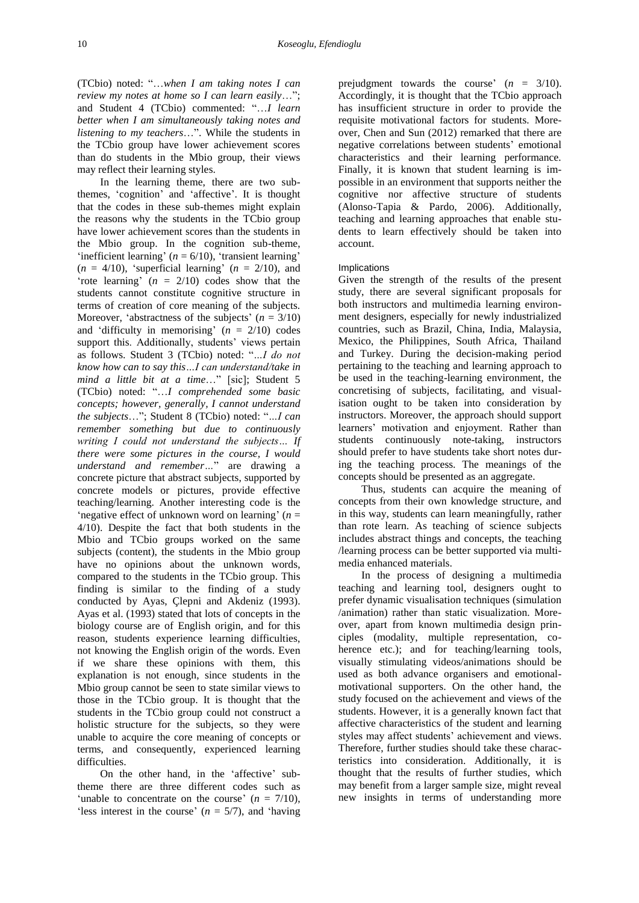(TCbio) noted: "…*when I am taking notes I can review my notes at home so I can learn easily*…"; and Student 4 (TCbio) commented: "…*I learn better when I am simultaneously taking notes and listening to my teachers*…". While the students in the TCbio group have lower achievement scores than do students in the Mbio group, their views may reflect their learning styles.

In the learning theme, there are two sub-themes, 'cognition' and 'affective'. It is thought that the codes in these sub-themes might explain the reasons why the students in the TCbio group have lower achievement scores than the students in the Mbio group. In the cognition sub-theme, 'inefficient learning' ($n = 6/10$), 'transient learning' ($n = 4/10$), 'superficial learning' ($n = 2/10$), and 'rote learning' ($n = 2/10$) codes show that the students cannot constitute cognitive structure in terms of creation of core meaning of the subjects. Moreover, 'abstractness of the subjects' ($n = 3/10$) and 'difficulty in memorising' ($n = 2/10$) codes support this. Additionally, students' views pertain as follows. Student 3 (TCbio) noted: "*…I do not know how can to say this…I can understand/take in mind a little bit at a time*…" [sic]; Student 5 (TCbio) noted: "…*I comprehended some basic concepts; however, generally, I cannot understand the subjects*…"; Student 8 (TCbio) noted: "*…I can remember something but due to continuously writing I could not understand the subjects… If there were some pictures in the course, I would understand and remember…*" are drawing a concrete picture that abstract subjects, supported by concrete models or pictures, provide effective teaching/learning. Another interesting code is the 'negative effect of unknown word on learning' ($n = 4/10$). Despite the fact that both students in the Mbio and TCbio groups worked on the same subjects (content), the students in the Mbio group have no opinions about the unknown words, compared to the students in the TCbio group. This finding is similar to the finding of a study conducted by Ayas, Çlepni and Akdeniz (1993). Ayas et al. (1993) stated that lots of concepts in the biology course are of English origin, and for this reason, students experience learning difficulties, not knowing the English origin of the words. Even if we share these opinions with them, this explanation is not enough, since students in the Mbio group cannot be seen to state similar views to those in the TCbio group. It is thought that the students in the TCbio group could not construct a holistic structure for the subjects, so they were unable to acquire the core meaning of concepts or terms, and consequently, experienced learning difficulties.

On the other hand, in the 'affective' sub-theme there are three different codes such as 'unable to concentrate on the course' ($n = 7/10$), 'less interest in the course' ($n = 5/7$), and 'having prejudgment towards the course' ($n = 3/10$). Accordingly, it is thought that the TCbio approach has insufficient structure in order to provide the requisite motivational factors for students. Moreover, Chen and Sun (2012) remarked that there are negative correlations between students' emotional characteristics and their learning performance. Finally, it is known that student learning is impossible in an environment that supports neither the cognitive nor affective structure of students (Alonso-Tapia & Pardo, 2006). Additionally, teaching and learning approaches that enable students to learn effectively should be taken into account.

### Implications

Given the strength of the results of the present study, there are several significant proposals for both instructors and multimedia learning environment designers, especially for newly industrialized countries, such as Brazil, China, India, Malaysia, Mexico, the Philippines, South Africa, Thailand and Turkey. During the decision-making period pertaining to the teaching and learning approach to be used in the teaching-learning environment, the concretising of subjects, facilitating, and visualisation ought to be taken into consideration by instructors. Moreover, the approach should support learners' motivation and enjoyment. Rather than students continuously note-taking, instructors should prefer to have students take short notes during the teaching process. The meanings of the concepts should be presented as an aggregate.

Thus, students can acquire the meaning of concepts from their own knowledge structure, and in this way, students can learn meaningfully, rather than rote learn. As teaching of science subjects includes abstract things and concepts, the teaching /learning process can be better supported via multimedia enhanced materials.

In the process of designing a multimedia teaching and learning tool, designers ought to prefer dynamic visualisation techniques (simulation /animation) rather than static visualization. Moreover, apart from known multimedia design principles (modality, multiple representation, coherence etc.); and for teaching/learning tools, visually stimulating videos/animations should be used as both advance organisers and emotional-motivational supporters. On the other hand, the study focused on the achievement and views of the students. However, it is a generally known fact that affective characteristics of the student and learning styles may affect students' achievement and views. Therefore, further studies should take these characteristics into consideration. Additionally, it is thought that the results of further studies, which may benefit from a larger sample size, might reveal new insights in terms of understanding more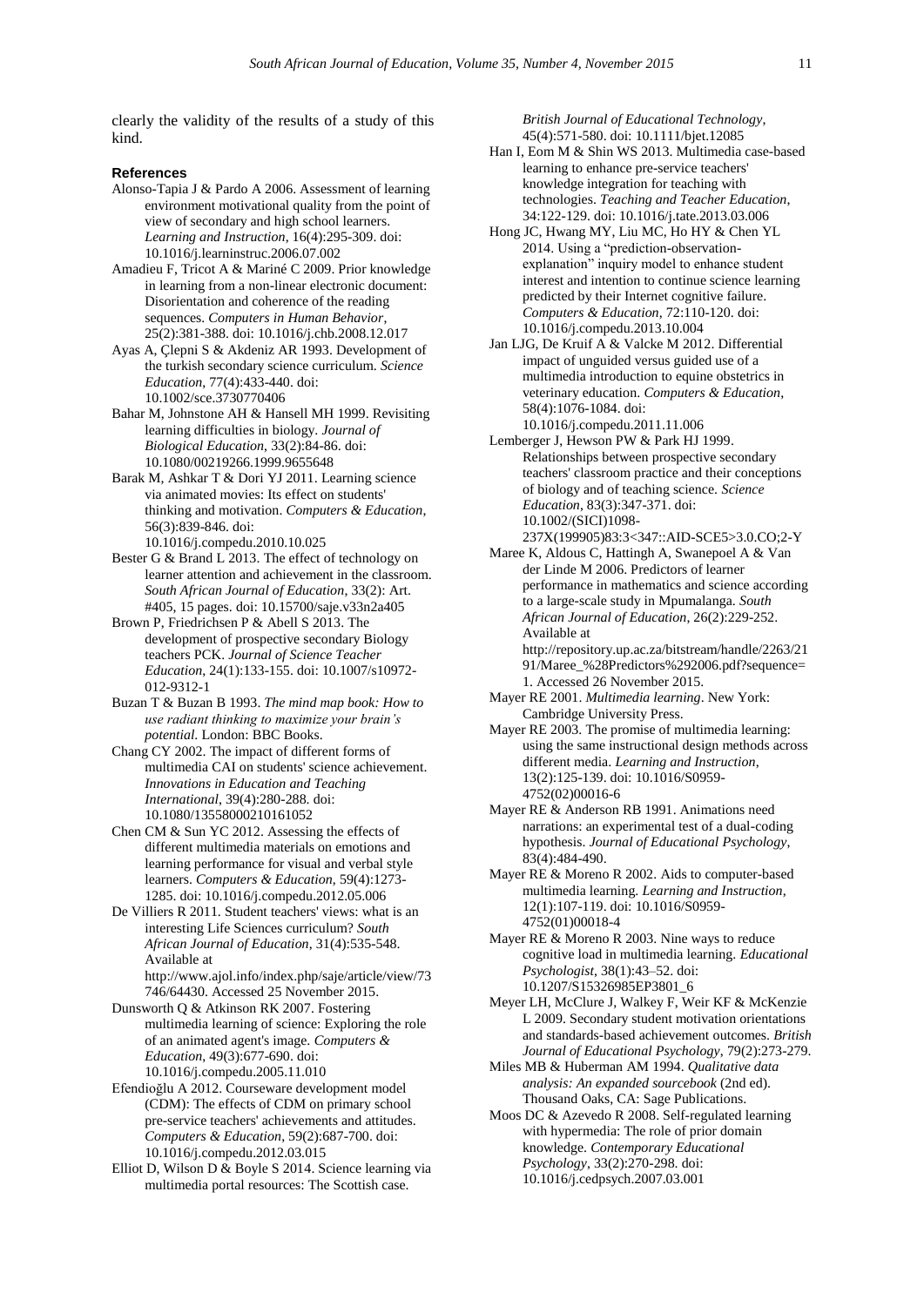clearly the validity of the results of a study of this kind.

### References

Alonso-Tapia J & Pardo A 2006. Assessment of learning environment motivational quality from the point of view of secondary and high school learners. *Learning and Instruction*, 16(4):295-309. doi: 10.1016/j.learninstruc.2006.07.002

Amadieu F, Tricot A & Mariné C 2009. Prior knowledge in learning from a non-linear electronic document: Disorientation and coherence of the reading sequences. *Computers in Human Behavior*, 25(2):381-388. doi: 10.1016/j.chb.2008.12.017

Ayas A, Çlepni S & Akdeniz AR 1993. Development of the turkish secondary science curriculum. *Science Education*, 77(4):433-440. doi: 10.1002/sce.3730770406

Bahar M, Johnstone AH & Hansell MH 1999. Revisiting learning difficulties in biology. *Journal of Biological Education*, 33(2):84-86. doi: 10.1080/00219266.1999.9655648

Barak M, Ashkar T & Dori YJ 2011. Learning science via animated movies: Its effect on students' thinking and motivation. *Computers & Education*, 56(3):839-846. doi: 10.1016/j.compedu.2010.10.025

Bester G & Brand L 2013. The effect of technology on learner attention and achievement in the classroom. *South African Journal of Education*, 33(2): Art. #405, 15 pages. doi: 10.15700/saje.v33n2a405

Brown P, Friedrichsen P & Abell S 2013. The development of prospective secondary Biology teachers PCK. *Journal of Science Teacher Education*, 24(1):133-155. doi: 10.1007/s10972-012-9312-1

Buzan T & Buzan B 1993. *The mind map book: How to use radiant thinking to maximize your brain's potential*. London: BBC Books.

Chang CY 2002. The impact of different forms of multimedia CAI on students' science achievement. *Innovations in Education and Teaching International*, 39(4):280-288. doi: 10.1080/13558000210161052

Chen CM & Sun YC 2012. Assessing the effects of different multimedia materials on emotions and learning performance for visual and verbal style learners. *Computers & Education*, 59(4):1273-1285. doi: 10.1016/j.compedu.2012.05.006

De Villiers R 2011. Student teachers' views: what is an interesting Life Sciences curriculum? *South African Journal of Education*, 31(4):535-548. Available at http://www.ajol.info/index.php/saje/article/view/73746/64430. Accessed 25 November 2015.

Dunsworth Q & Atkinson RK 2007. Fostering multimedia learning of science: Exploring the role of an animated agent's image. *Computers & Education*, 49(3):677-690. doi: 10.1016/j.compedu.2005.11.010

Efendioğlu A 2012. Courseware development model (CDM): The effects of CDM on primary school pre-service teachers' achievements and attitudes. *Computers & Education*, 59(2):687-700. doi: 10.1016/j.compedu.2012.03.015

Elliot D, Wilson D & Boyle S 2014. Science learning via multimedia portal resources: The Scottish case. *British Journal of Educational Technology*, 45(4):571-580. doi: 10.1111/bjet.12085

Han I, Eom M & Shin WS 2013. Multimedia case-based learning to enhance pre-service teachers' knowledge integration for teaching with technologies. *Teaching and Teacher Education*, 34:122-129. doi: 10.1016/j.tate.2013.03.006

Hong JC, Hwang MY, Liu MC, Ho HY & Chen YL 2014. Using a "prediction-observation-explanation" inquiry model to enhance student interest and intention to continue science learning predicted by their Internet cognitive failure. *Computers & Education*, 72:110-120. doi: 10.1016/j.compedu.2013.10.004

Jan LJG, De Kruif A & Valcke M 2012. Differential impact of unguided versus guided use of a multimedia introduction to equine obstetrics in veterinary education. *Computers & Education*, 58(4):1076-1084. doi: 10.1016/j.compedu.2011.11.006

Lemberger J, Hewson PW & Park HJ 1999. Relationships between prospective secondary teachers' classroom practice and their conceptions of biology and of teaching science. *Science Education*, 83(3):347-371. doi: 10.1002/(SICI)1098-237X(199905)83:3<347::AID-SCE5>3.0.CO;2-Y

Maree K, Aldous C, Hattingh A, Swanepoel A & Van der Linde M 2006. Predictors of learner performance in mathematics and science according to a large-scale study in Mpumalanga. *South African Journal of Education*, 26(2):229-252. Available at http://repository.up.ac.za/bitstream/handle/2263/2191/Maree_%28Predictors%292006.pdf?sequence=1. Accessed 26 November 2015.

Mayer RE 2001. *Multimedia learning*. New York: Cambridge University Press.

Mayer RE 2003. The promise of multimedia learning: using the same instructional design methods across different media. *Learning and Instruction*, 13(2):125-139. doi: 10.1016/S0959-4752(02)00016-6

Mayer RE & Anderson RB 1991. Animations need narrations: an experimental test of a dual-coding hypothesis. *Journal of Educational Psychology*, 83(4):484-490.

Mayer RE & Moreno R 2002. Aids to computer-based multimedia learning. *Learning and Instruction*, 12(1):107-119. doi: 10.1016/S0959-4752(01)00018-4

Mayer RE & Moreno R 2003. Nine ways to reduce cognitive load in multimedia learning. *Educational Psychologist*, 38(1):43–52. doi: 10.1207/S15326985EP3801_6

Meyer LH, McClure J, Walkey F, Weir KF & McKenzie L 2009. Secondary student motivation orientations and standards-based achievement outcomes. *British Journal of Educational Psychology*, 79(2):273-279.

Miles MB & Huberman AM 1994. *Qualitative data analysis: An expanded sourcebook* (2nd ed). Thousand Oaks, CA: Sage Publications.

Moos DC & Azevedo R 2008. Self-regulated learning with hypermedia: The role of prior domain knowledge. *Contemporary Educational Psychology*, 33(2):270-298. doi: 10.1016/j.cedpsych.2007.03.001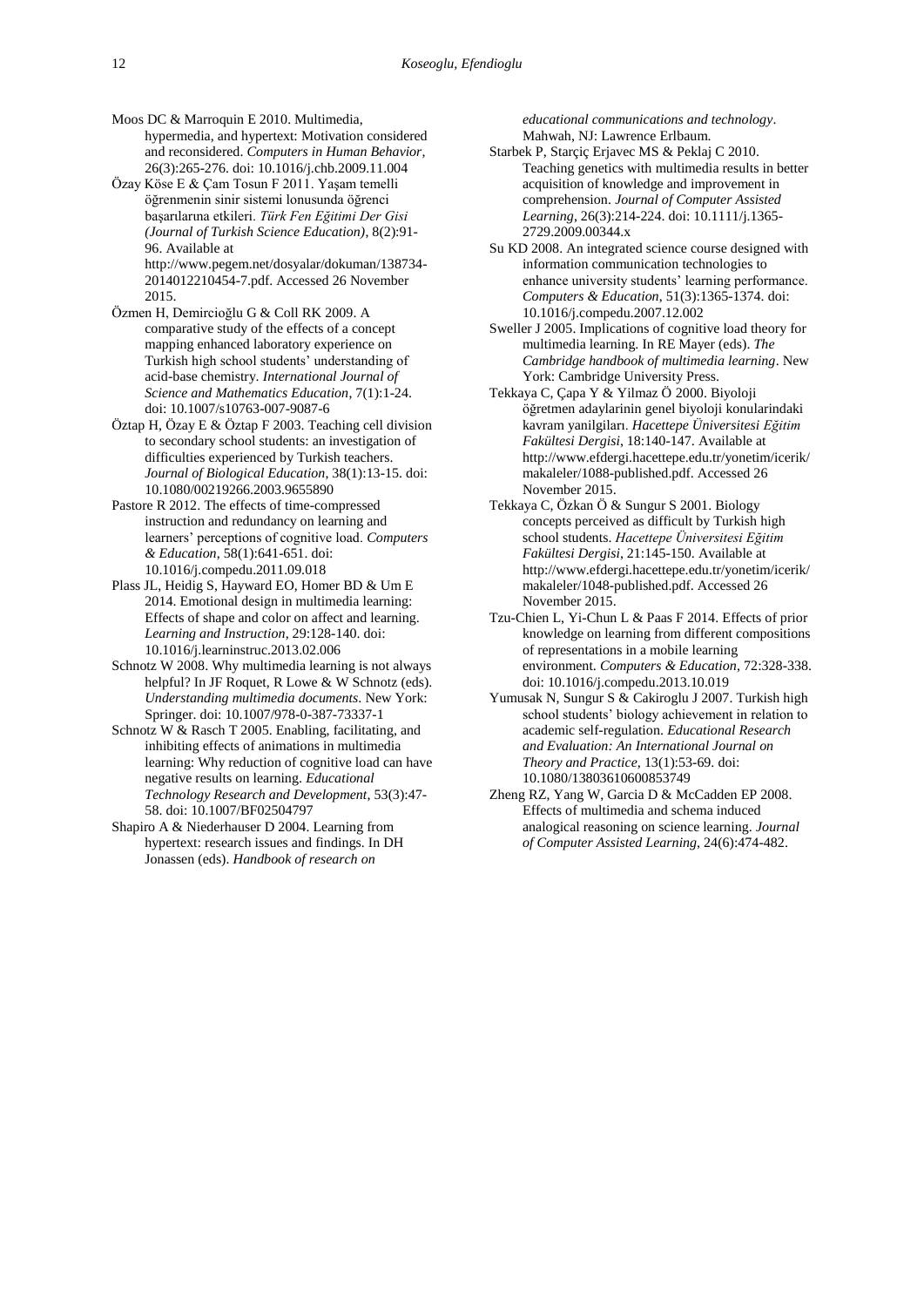Moos DC & Marroquin E 2010. Multimedia, hypermedia, and hypertext: Motivation considered and reconsidered. *Computers in Human Behavior*, 26(3):265-276. doi: 10.1016/j.chb.2009.11.004

Özay Köse E & Çam Tosun F 2011. Yaşam temelli öğrenmenin sinir sistemi lonusunda öğrenci başarılarına etkileri. *Türk Fen Eğitimi Der Gisi (Journal of Turkish Science Education)*, 8(2):91-96. Available at http://www.pegem.net/dosyalar/dokuman/138734-2014012210454-7.pdf. Accessed 26 November 2015.

Özmen H, Demircioğlu G & Coll RK 2009. A comparative study of the effects of a concept mapping enhanced laboratory experience on Turkish high school students' understanding of acid-base chemistry. *International Journal of Science and Mathematics Education*, 7(1):1-24. doi: 10.1007/s10763-007-9087-6

Öztap H, Özay E & Öztap F 2003. Teaching cell division to secondary school students: an investigation of difficulties experienced by Turkish teachers. *Journal of Biological Education*, 38(1):13-15. doi: 10.1080/00219266.2003.9655890

Pastore R 2012. The effects of time-compressed instruction and redundancy on learning and learners' perceptions of cognitive load. *Computers & Education*, 58(1):641-651. doi: 10.1016/j.compedu.2011.09.018

Plass JL, Heidig S, Hayward EO, Homer BD & Um E 2014. Emotional design in multimedia learning: Effects of shape and color on affect and learning. *Learning and Instruction*, 29:128-140. doi: 10.1016/j.learninstruc.2013.02.006

Schnotz W 2008. Why multimedia learning is not always helpful? In JF Roquet, R Lowe & W Schnotz (eds). *Understanding multimedia documents*. New York: Springer. doi: 10.1007/978-0-387-73337-1

Schnotz W & Rasch T 2005. Enabling, facilitating, and inhibiting effects of animations in multimedia learning: Why reduction of cognitive load can have negative results on learning. *Educational Technology Research and Development*, 53(3):47-58. doi: 10.1007/BF02504797

Shapiro A & Niederhauser D 2004. Learning from hypertext: research issues and findings. In DH Jonassen (eds). *Handbook of research on educational communications and technology*. Mahwah, NJ: Lawrence Erlbaum.

Starbek P, Starčiç Erjavec MS & Peklaj C 2010. Teaching genetics with multimedia results in better acquisition of knowledge and improvement in comprehension. *Journal of Computer Assisted Learning*, 26(3):214-224. doi: 10.1111/j.1365-2729.2009.00344.x

Su KD 2008. An integrated science course designed with information communication technologies to enhance university students' learning performance. *Computers & Education*, 51(3):1365-1374. doi: 10.1016/j.compedu.2007.12.002

Sweller J 2005. Implications of cognitive load theory for multimedia learning. In RE Mayer (eds). *The Cambridge handbook of multimedia learning*. New York: Cambridge University Press.

Tekkaya C, Çapa Y & Yilmaz Ö 2000. Biyoloji öğretmen adaylarinin genel biyoloji konularindaki kavram yanilgilari. *Hacettepe Üniversitesi Eğitim Fakültesi Dergisi*, 18:140-147. Available at http://www.efdergi.hacettepe.edu.tr/yonetim/icerik/makaleler/1088-published.pdf. Accessed 26 November 2015.

Tekkaya C, Özkan Ö & Sungur S 2001. Biology concepts perceived as difficult by Turkish high school students. *Hacettepe Üniversitesi Eğitim Fakültesi Dergisi*, 21:145-150. Available at http://www.efdergi.hacettepe.edu.tr/yonetim/icerik/makaleler/1048-published.pdf. Accessed 26 November 2015.

Tzu-Chien L, Yi-Chun L & Paas F 2014. Effects of prior knowledge on learning from different compositions of representations in a mobile learning environment. *Computers & Education*, 72:328-338. doi: 10.1016/j.compedu.2013.10.019

Yumusak N, Sungur S & Cakiroglu J 2007. Turkish high school students' biology achievement in relation to academic self-regulation. *Educational Research and Evaluation: An International Journal on Theory and Practice*, 13(1):53-69. doi: 10.1080/13803610600853749

Zheng RZ, Yang W, Garcia D & McCadden EP 2008. Effects of multimedia and schema induced analogical reasoning on science learning. *Journal of Computer Assisted Learning*, 24(6):474-482.